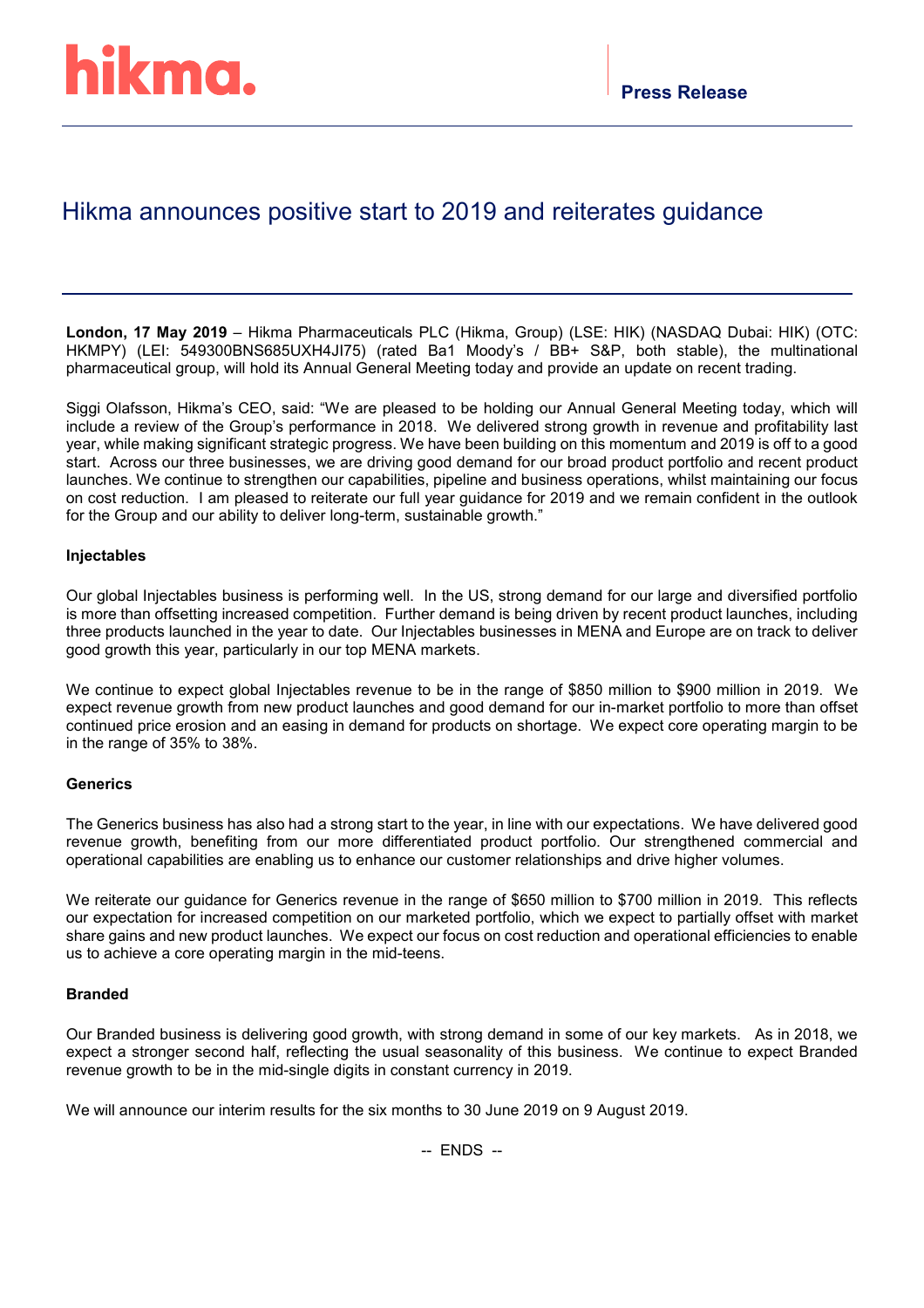**Press Release**

# Hikma announces positive start to 2019 and reiterates guidance

**London, 17 May 2019** – Hikma Pharmaceuticals PLC (Hikma, Group) (LSE: HIK) (NASDAQ Dubai: HIK) (OTC: HKMPY) (LEI: 549300BNS685UXH4JI75) (rated Ba1 Moody's / BB+ S&P, both stable), the multinational pharmaceutical group, will hold its Annual General Meeting today and provide an update on recent trading.

Siggi Olafsson, Hikma's CEO, said: "We are pleased to be holding our Annual General Meeting today, which will include a review of the Group's performance in 2018. We delivered strong growth in revenue and profitability last year, while making significant strategic progress. We have been building on this momentum and 2019 is off to a good start. Across our three businesses, we are driving good demand for our broad product portfolio and recent product launches. We continue to strengthen our capabilities, pipeline and business operations, whilst maintaining our focus on cost reduction. I am pleased to reiterate our full year guidance for 2019 and we remain confident in the outlook for the Group and our ability to deliver long-term, sustainable growth."

**Injectables**

Our global Injectables business is performing well. In the US, strong demand for our large and diversified portfolio is more than offsetting increased competition. Further demand is being driven by recent product launches, including three products launched in the year to date. Our Injectables businesses in MENA and Europe are on track to deliver good growth this year, particularly in our top MENA markets.

We continue to expect global Injectables revenue to be in the range of $850 million to $900 million in 2019. We expect revenue growth from new product launches and good demand for our in-market portfolio to more than offset continued price erosion and an easing in demand for products on shortage. We expect core operating margin to be in the range of 35% to 38%.

**Generics**

The Generics business has also had a strong start to the year, in line with our expectations. We have delivered good revenue growth, benefiting from our more differentiated product portfolio. Our strengthened commercial and operational capabilities are enabling us to enhance our customer relationships and drive higher volumes.

We reiterate our guidance for Generics revenue in the range of $650 million to $700 million in 2019. This reflects our expectation for increased competition on our marketed portfolio, which we expect to partially offset with market share gains and new product launches. We expect our focus on cost reduction and operational efficiencies to enable us to achieve a core operating margin in the mid-teens.

**Branded**

Our Branded business is delivering good growth, with strong demand in some of our key markets. As in 2018, we expect a stronger second half, reflecting the usual seasonality of this business. We continue to expect Branded revenue growth to be in the mid-single digits in constant currency in 2019.

We will announce our interim results for the six months to 30 June 2019 on 9 August 2019.

-- ENDS --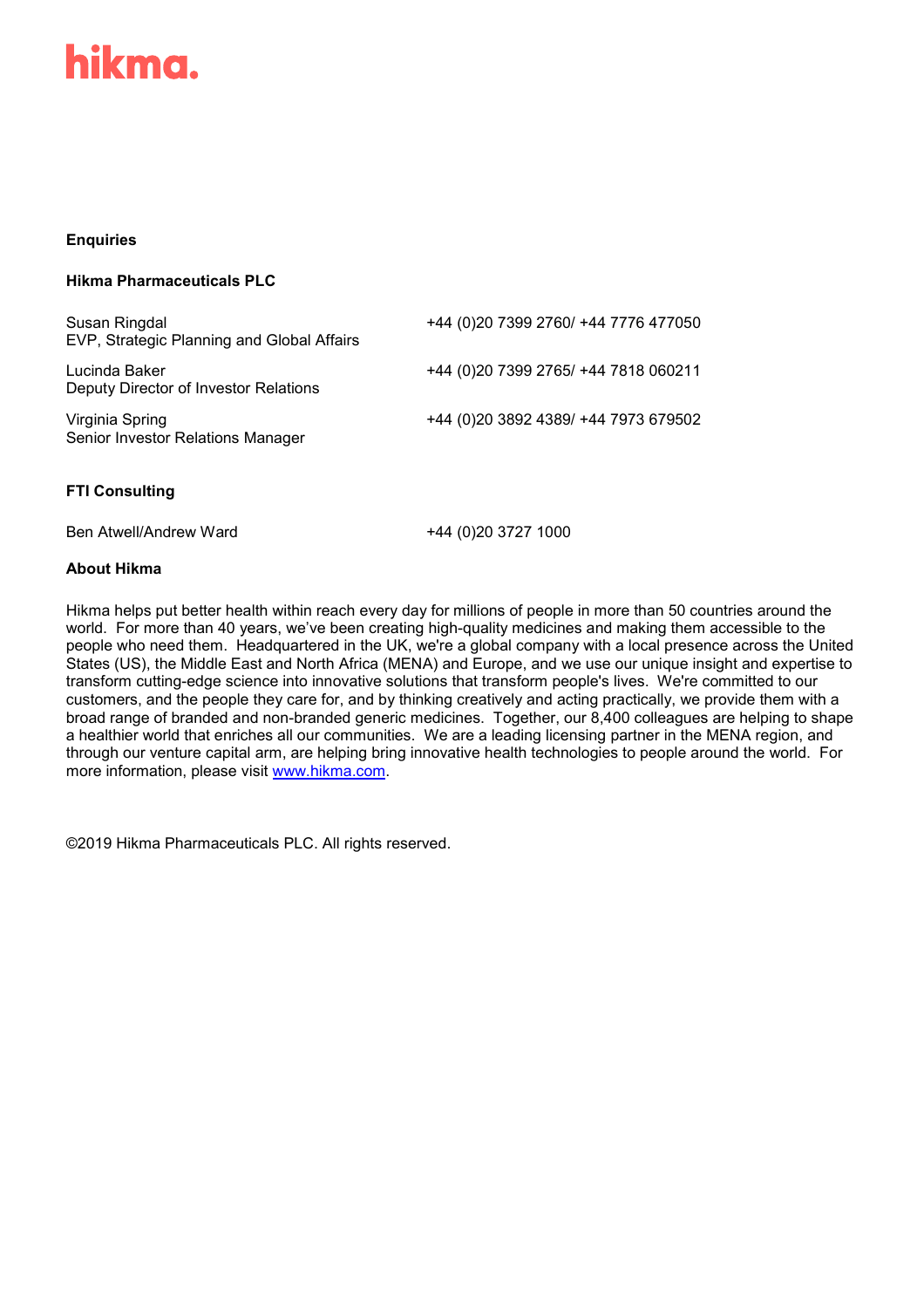hikma.

**Enquiries**

**Hikma Pharmaceuticals PLC**

| | |
|---|---|
| Susan Ringdal<br>EVP, Strategic Planning and Global Affairs | +44 (0)20 7399 2760/ +44 7776 477050 |
| Lucinda Baker<br>Deputy Director of Investor Relations | +44 (0)20 7399 2765/ +44 7818 060211 |
| Virginia Spring<br>Senior Investor Relations Manager | +44 (0)20 3892 4389/ +44 7973 679502 |

**FTI Consulting**

| | |
|---|---|
| Ben Atwell/Andrew Ward | +44 (0)20 3727 1000 |

**About Hikma**

Hikma helps put better health within reach every day for millions of people in more than 50 countries around the world. For more than 40 years, we've been creating high-quality medicines and making them accessible to the people who need them. Headquartered in the UK, we're a global company with a local presence across the United States (US), the Middle East and North Africa (MENA) and Europe, and we use our unique insight and expertise to transform cutting-edge science into innovative solutions that transform people's lives. We're committed to our customers, and the people they care for, and by thinking creatively and acting practically, we provide them with a broad range of branded and non-branded generic medicines. Together, our 8,400 colleagues are helping to shape a healthier world that enriches all our communities. We are a leading licensing partner in the MENA region, and through our venture capital arm, are helping bring innovative health technologies to people around the world. For more information, please visit www.hikma.com.

©2019 Hikma Pharmaceuticals PLC. All rights reserved.